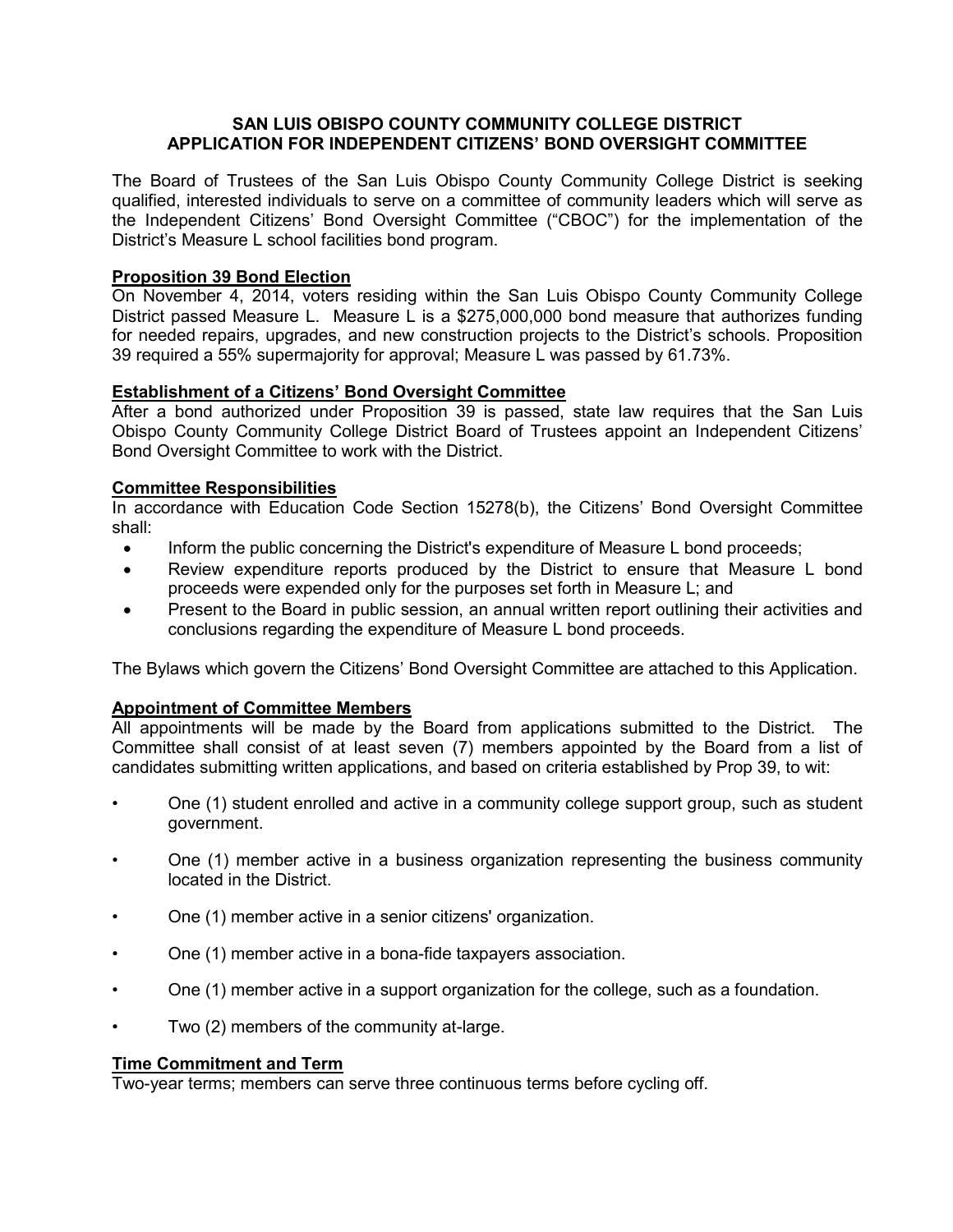# SAN LUIS OBISPO COUNTY COMMUNITY COLLEGE DISTRICT
# APPLICATION FOR INDEPENDENT CITIZENS' BOND OVERSIGHT COMMITTEE

The Board of Trustees of the San Luis Obispo County Community College District is seeking qualified, interested individuals to serve on a committee of community leaders which will serve as the Independent Citizens' Bond Oversight Committee ("CBOC") for the implementation of the District's Measure L school facilities bond program.

## Proposition 39 Bond Election

On November 4, 2014, voters residing within the San Luis Obispo County Community College District passed Measure L. Measure L is a $275,000,000 bond measure that authorizes funding for needed repairs, upgrades, and new construction projects to the District's schools. Proposition 39 required a 55% supermajority for approval; Measure L was passed by 61.73%.

## Establishment of a Citizens' Bond Oversight Committee

After a bond authorized under Proposition 39 is passed, state law requires that the San Luis Obispo County Community College District Board of Trustees appoint an Independent Citizens' Bond Oversight Committee to work with the District.

## Committee Responsibilities

In accordance with Education Code Section 15278(b), the Citizens' Bond Oversight Committee shall:

- Inform the public concerning the District's expenditure of Measure L bond proceeds;
- Review expenditure reports produced by the District to ensure that Measure L bond proceeds were expended only for the purposes set forth in Measure L; and
- Present to the Board in public session, an annual written report outlining their activities and conclusions regarding the expenditure of Measure L bond proceeds.

The Bylaws which govern the Citizens' Bond Oversight Committee are attached to this Application.

## Appointment of Committee Members

All appointments will be made by the Board from applications submitted to the District. The Committee shall consist of at least seven (7) members appointed by the Board from a list of candidates submitting written applications, and based on criteria established by Prop 39, to wit:

- One (1) student enrolled and active in a community college support group, such as student government.
- One (1) member active in a business organization representing the business community located in the District.
- One (1) member active in a senior citizens' organization.
- One (1) member active in a bona-fide taxpayers association.
- One (1) member active in a support organization for the college, such as a foundation.
- Two (2) members of the community at-large.

## Time Commitment and Term

Two-year terms; members can serve three continuous terms before cycling off.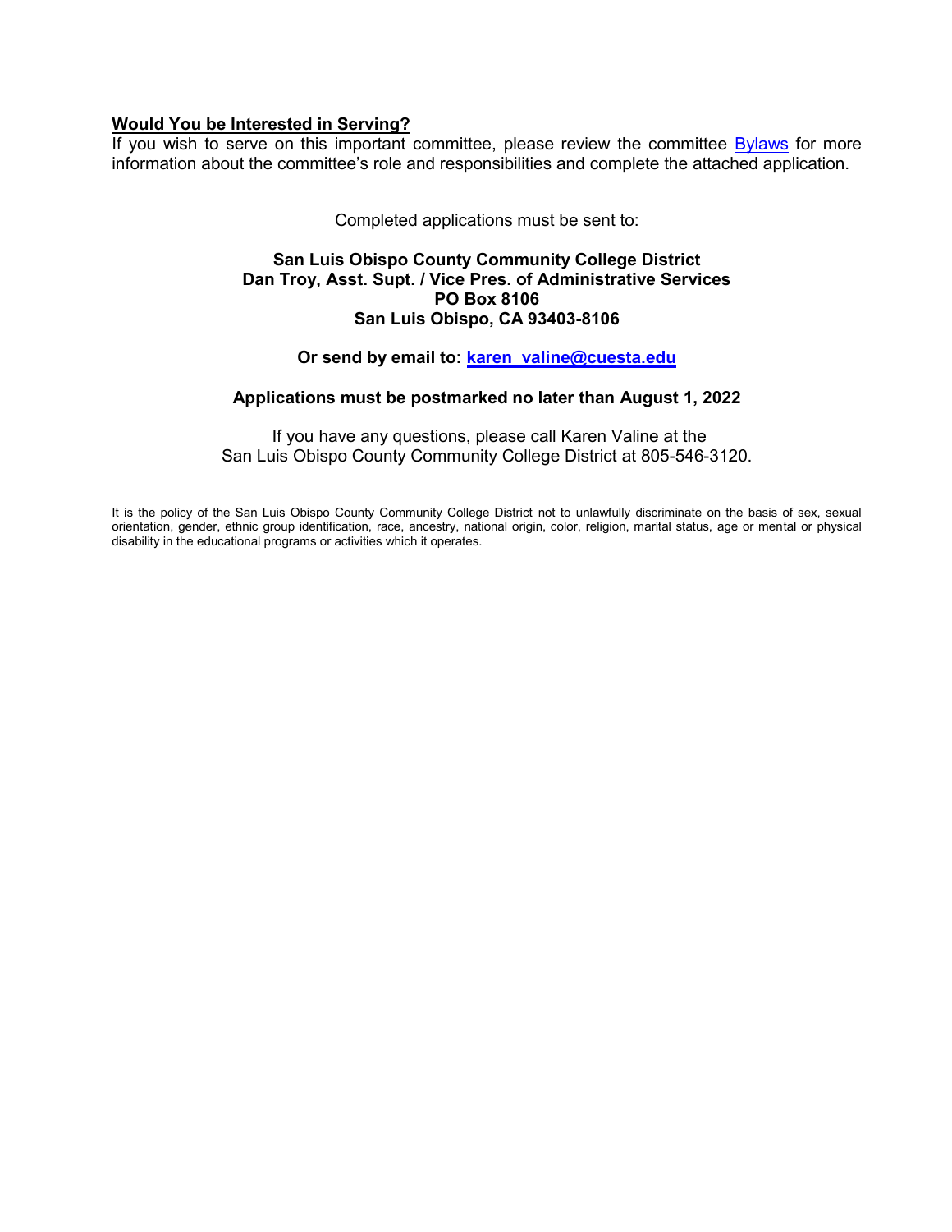**<u>Would You be Interested in Serving?</u>**

If you wish to serve on this important committee, please review the committee Bylaws for more information about the committee's role and responsibilities and complete the attached application.

Completed applications must be sent to:

**San Luis Obispo County Community College District**
**Dan Troy, Asst. Supt. / Vice Pres. of Administrative Services**
**PO Box 8106**
**San Luis Obispo, CA 93403-8106**

**Or send by email to: karen_valine@cuesta.edu**

**Applications must be postmarked no later than August 1, 2022**

If you have any questions, please call Karen Valine at the
San Luis Obispo County Community College District at 805-546-3120.

It is the policy of the San Luis Obispo County Community College District not to unlawfully discriminate on the basis of sex, sexual orientation, gender, ethnic group identification, race, ancestry, national origin, color, religion, marital status, age or mental or physical disability in the educational programs or activities which it operates.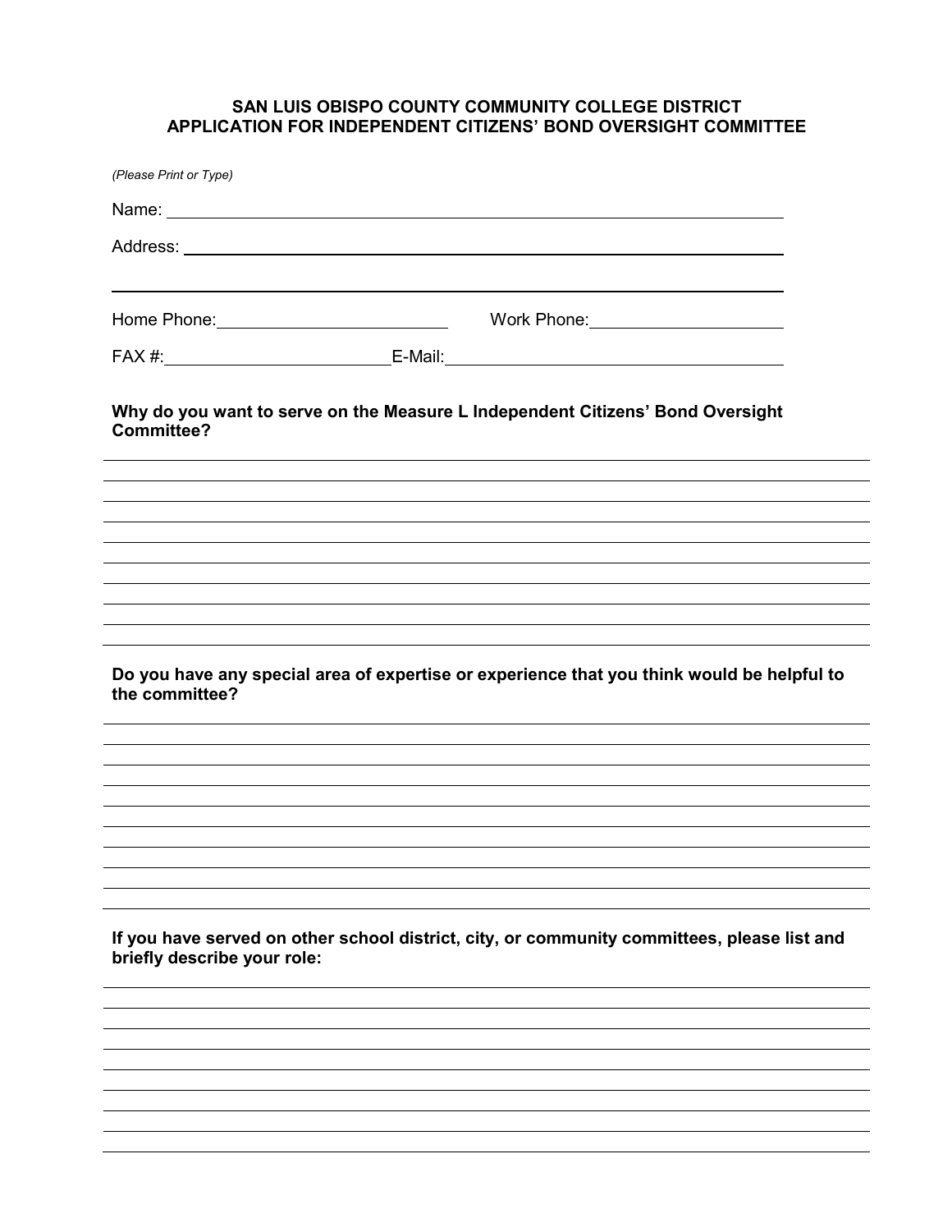## SAN LUIS OBISPO COUNTY COMMUNITY COLLEGE DISTRICT
## APPLICATION FOR INDEPENDENT CITIZENS' BOND OVERSIGHT COMMITTEE

*(Please Print or Type)*

Name: ______________________________________________________________

Address: ____________________________________________________________

____________________________________________________________________

Home Phone: ________________________ Work Phone: ____________________

FAX #: ______________________ E-Mail: ___________________________________

**Why do you want to serve on the Measure L Independent Citizens' Bond Oversight Committee?**

____________________________________________________________________

____________________________________________________________________

____________________________________________________________________

____________________________________________________________________

____________________________________________________________________

____________________________________________________________________

____________________________________________________________________

____________________________________________________________________

____________________________________________________________________

**Do you have any special area of expertise or experience that you think would be helpful to the committee?**

____________________________________________________________________

____________________________________________________________________

____________________________________________________________________

____________________________________________________________________

____________________________________________________________________

____________________________________________________________________

____________________________________________________________________

____________________________________________________________________

____________________________________________________________________

**If you have served on other school district, city, or community committees, please list and briefly describe your role:**

____________________________________________________________________

____________________________________________________________________

____________________________________________________________________

____________________________________________________________________

____________________________________________________________________

____________________________________________________________________

____________________________________________________________________

____________________________________________________________________

____________________________________________________________________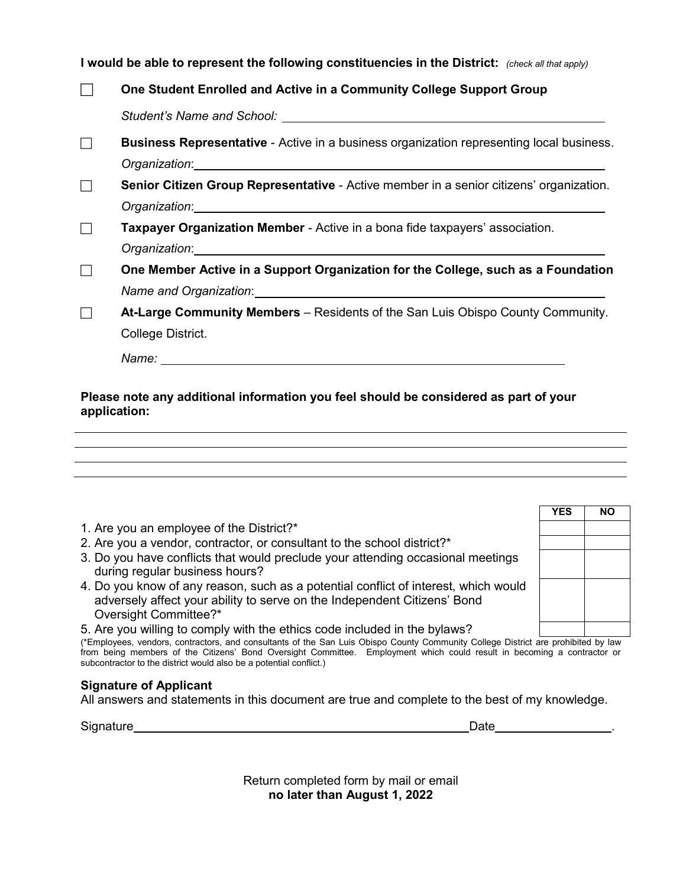**I would be able to represent the following constituencies in the District:** *(check all that apply)*

☐ **One Student Enrolled and Active in a Community College Support Group**

*Student's Name and School:* ______________________________

☐ **Business Representative** - Active in a business organization representing local business.
*Organization*: ______________________________

☐ **Senior Citizen Group Representative** - Active member in a senior citizens' organization.
*Organization*: ______________________________

☐ **Taxpayer Organization Member** - Active in a bona fide taxpayers' association.
*Organization*: ______________________________

☐ **One Member Active in a Support Organization for the College, such as a Foundation**
*Name and Organization*: ______________________________

☐ **At-Large Community Members** – Residents of the San Luis Obispo County Community. College District.

*Name:* ______________________________

**Please note any additional information you feel should be considered as part of your application:**

______________________________

______________________________

______________________________

______________________________

| | YES | NO |
|---|---|---|
| 1. Are you an employee of the District?* | | |
| 2. Are you a vendor, contractor, or consultant to the school district?* | | |
| 3. Do you have conflicts that would preclude your attending occasional meetings during regular business hours? | | |
| 4. Do you know of any reason, such as a potential conflict of interest, which would adversely affect your ability to serve on the Independent Citizens' Bond Oversight Committee?* | | |
| 5. Are you willing to comply with the ethics code included in the bylaws? | | |

(*Employees, vendors, contractors, and consultants of the San Luis Obispo County Community College District are prohibited by law from being members of the Citizens' Bond Oversight Committee. Employment which could result in becoming a contractor or subcontractor to the district would also be a potential conflict.)

**Signature of Applicant**

All answers and statements in this document are true and complete to the best of my knowledge.

Signature ______________________________ Date ______________.

Return completed form by mail or email
**no later than August 1, 2022**